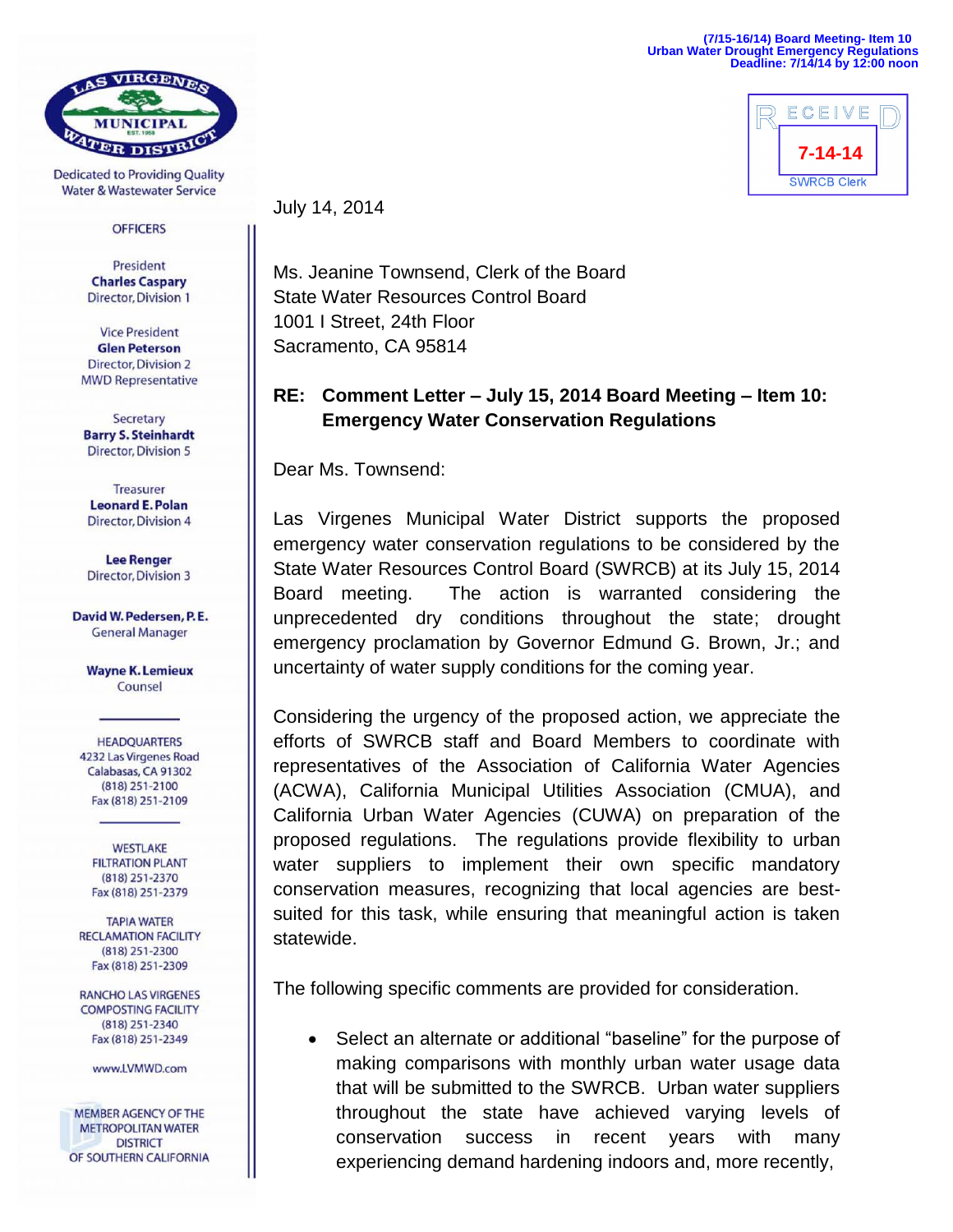(7/15-16/14) Board Meeting- Item 10
Urban Water Drought Emergency Regulations
Deadline: 7/14/14 by 12:00 noon

RECEIVED
7-14-14
SWRCB Clerk

**LAS VIRGENES MUNICIPAL WATER DISTRICT**
EST. 1958

Dedicated to Providing Quality Water & Wastewater Service

OFFICERS

President
**Charles Caspary**
Director, Division 1

Vice President
**Glen Peterson**
Director, Division 2
MWD Representative

Secretary
**Barry S. Steinhardt**
Director, Division 5

Treasurer
**Leonard E. Polan**
Director, Division 4

**Lee Renger**
Director, Division 3

**David W. Pedersen, P.E.**
General Manager

**Wayne K. Lemieux**
Counsel

HEADQUARTERS
4232 Las Virgenes Road
Calabasas, CA 91302
(818) 251-2100
Fax (818) 251-2109

WESTLAKE FILTRATION PLANT
(818) 251-2370
Fax (818) 251-2379

TAPIA WATER RECLAMATION FACILITY
(818) 251-2300
Fax (818) 251-2309

RANCHO LAS VIRGENES COMPOSTING FACILITY
(818) 251-2340
Fax (818) 251-2349

www.LVMWD.com

MEMBER AGENCY OF THE METROPOLITAN WATER DISTRICT OF SOUTHERN CALIFORNIA

July 14, 2014

Ms. Jeanine Townsend, Clerk of the Board
State Water Resources Control Board
1001 I Street, 24th Floor
Sacramento, CA 95814

**RE: Comment Letter – July 15, 2014 Board Meeting – Item 10: Emergency Water Conservation Regulations**

Dear Ms. Townsend:

Las Virgenes Municipal Water District supports the proposed emergency water conservation regulations to be considered by the State Water Resources Control Board (SWRCB) at its July 15, 2014 Board meeting. The action is warranted considering the unprecedented dry conditions throughout the state; drought emergency proclamation by Governor Edmund G. Brown, Jr.; and uncertainty of water supply conditions for the coming year.

Considering the urgency of the proposed action, we appreciate the efforts of SWRCB staff and Board Members to coordinate with representatives of the Association of California Water Agencies (ACWA), California Municipal Utilities Association (CMUA), and California Urban Water Agencies (CUWA) on preparation of the proposed regulations. The regulations provide flexibility to urban water suppliers to implement their own specific mandatory conservation measures, recognizing that local agencies are best-suited for this task, while ensuring that meaningful action is taken statewide.

The following specific comments are provided for consideration.

- Select an alternate or additional "baseline" for the purpose of making comparisons with monthly urban water usage data that will be submitted to the SWRCB. Urban water suppliers throughout the state have achieved varying levels of conservation success in recent years with many experiencing demand hardening indoors and, more recently,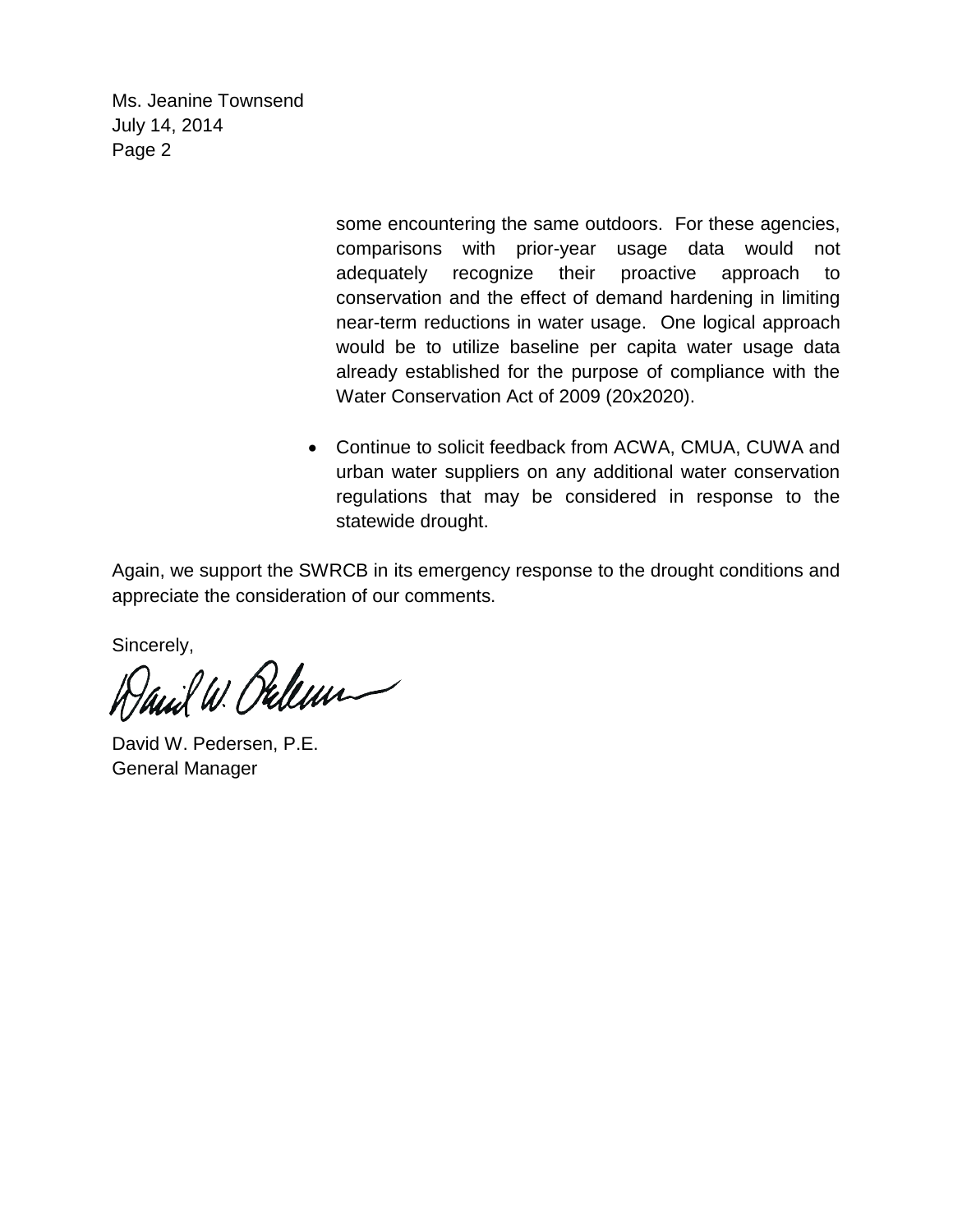Ms. Jeanine Townsend
July 14, 2014

some encountering the same outdoors. For these agencies, comparisons with prior-year usage data would not adequately recognize their proactive approach to conservation and the effect of demand hardening in limiting near-term reductions in water usage. One logical approach would be to utilize baseline per capita water usage data already established for the purpose of compliance with the Water Conservation Act of 2009 (20x2020).

- Continue to solicit feedback from ACWA, CMUA, CUWA and urban water suppliers on any additional water conservation regulations that may be considered in response to the statewide drought.

Again, we support the SWRCB in its emergency response to the drought conditions and appreciate the consideration of our comments.

Sincerely,

David W. Pedersen, P.E.
General Manager